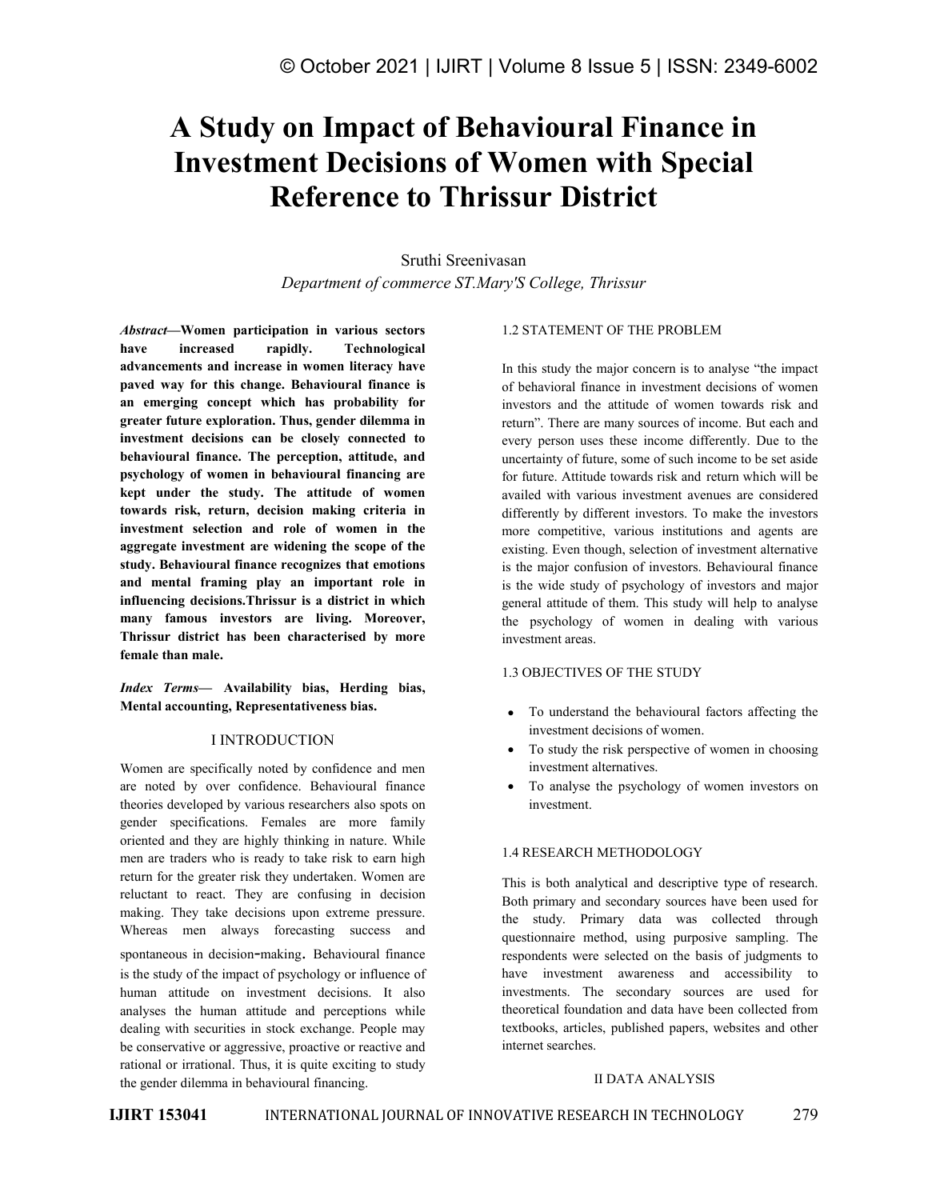# A Study on Impact of Behavioural Finance in Investment Decisions of Women with Special Reference to Thrissur District

Sruthi Sreenivasan

*Department of commerce ST.Mary'S College, Thrissur*

***Abstract*—Women participation in various sectors have increased rapidly. Technological advancements and increase in women literacy have paved way for this change. Behavioural finance is an emerging concept which has probability for greater future exploration. Thus, gender dilemma in investment decisions can be closely connected to behavioural finance. The perception, attitude, and psychology of women in behavioural financing are kept under the study. The attitude of women towards risk, return, decision making criteria in investment selection and role of women in the aggregate investment are widening the scope of the study. Behavioural finance recognizes that emotions and mental framing play an important role in influencing decisions.Thrissur is a district in which many famous investors are living. Moreover, Thrissur district has been characterised by more female than male.**

***Index Terms*— Availability bias, Herding bias, Mental accounting, Representativeness bias.**

## I INTRODUCTION

Women are specifically noted by confidence and men are noted by over confidence. Behavioural finance theories developed by various researchers also spots on gender specifications. Females are more family oriented and they are highly thinking in nature. While men are traders who is ready to take risk to earn high return for the greater risk they undertaken. Women are reluctant to react. They are confusing in decision making. They take decisions upon extreme pressure. Whereas men always forecasting success and spontaneous in decision-making. Behavioural finance is the study of the impact of psychology or influence of human attitude on investment decisions. It also analyses the human attitude and perceptions while dealing with securities in stock exchange. People may be conservative or aggressive, proactive or reactive and rational or irrational. Thus, it is quite exciting to study the gender dilemma in behavioural financing.

### 1.2 STATEMENT OF THE PROBLEM

In this study the major concern is to analyse "the impact of behavioural finance in investment decisions of women investors and the attitude of women towards risk and return". There are many sources of income. But each and every person uses these income differently. Due to the uncertainty of future, some of such income to be set aside for future. Attitude towards risk and return which will be availed with various investment avenues are considered differently by different investors. To make the investors more competitive, various institutions and agents are existing. Even though, selection of investment alternative is the major confusion of investors. Behavioural finance is the wide study of psychology of investors and major general attitude of them. This study will help to analyse the psychology of women in dealing with various investment areas.

### 1.3 OBJECTIVES OF THE STUDY

- To understand the behavioural factors affecting the investment decisions of women.
- To study the risk perspective of women in choosing investment alternatives.
- To analyse the psychology of women investors on investment.

### 1.4 RESEARCH METHODOLOGY

This is both analytical and descriptive type of research. Both primary and secondary sources have been used for the study. Primary data was collected through questionnaire method, using purposive sampling. The respondents were selected on the basis of judgments to have investment awareness and accessibility to investments. The secondary sources are used for theoretical foundation and data have been collected from textbooks, articles, published papers, websites and other internet searches.

## II DATA ANALYSIS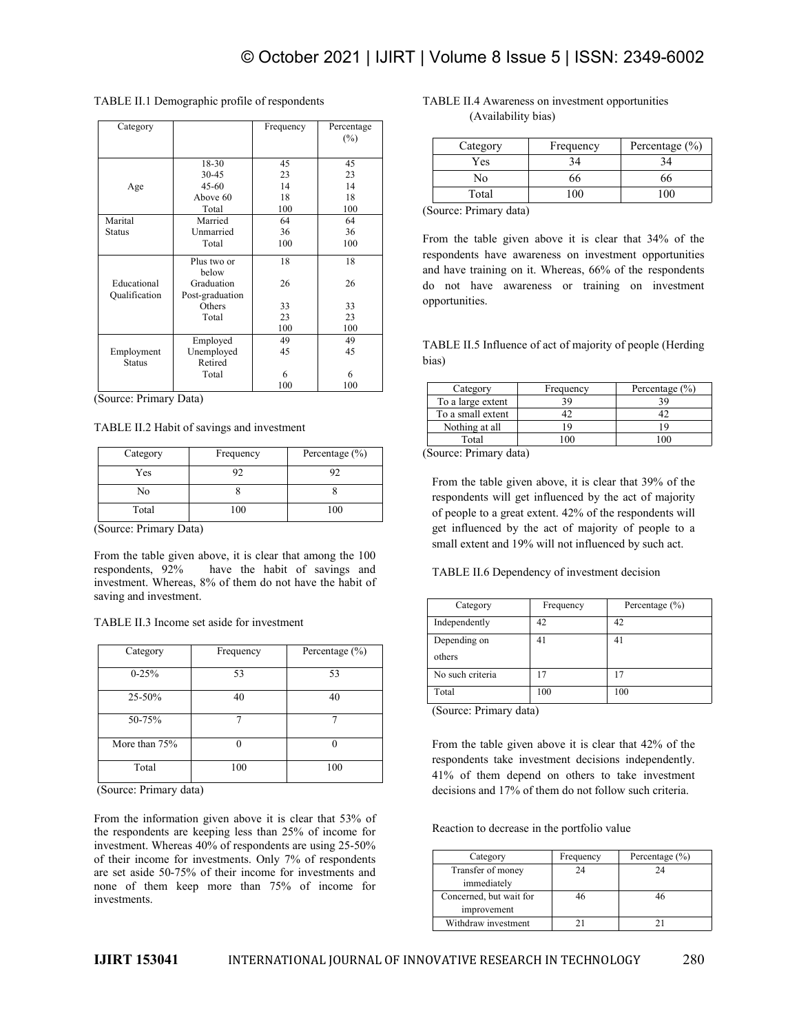TABLE II.1 Demographic profile of respondents

| Category | | Frequency | Percentage (%) |
|---|---|---|---|
| Age | 18-30 | 45 | 45 |
| | 30-45 | 23 | 23 |
| | 45-60 | 14 | 14 |
| | Above 60 | 18 | 18 |
| | Total | 100 | 100 |
| Marital Status | Married | 64 | 64 |
| | Unmarried | 36 | 36 |
| | Total | 100 | 100 |
| Educational Qualification | Plus two or below | 18 | 18 |
| | Graduation | 26 | 26 |
| | Post-graduation | 33 | 33 |
| | Others | 23 | 23 |
| | Total | 100 | 100 |
| Employment Status | Employed | 49 | 49 |
| | Unemployed | 45 | 45 |
| | Retired | 6 | 6 |
| | Total | 100 | 100 |

(Source: Primary Data)

TABLE II.2 Habit of savings and investment

| Category | Frequency | Percentage (%) |
|---|---|---|
| Yes | 92 | 92 |
| No | 8 | 8 |
| Total | 100 | 100 |

(Source: Primary Data)

From the table given above, it is clear that among the 100 respondents, 92% have the habit of savings and investment. Whereas, 8% of them do not have the habit of saving and investment.

TABLE II.3 Income set aside for investment

| Category | Frequency | Percentage (%) |
|---|---|---|
| 0-25% | 53 | 53 |
| 25-50% | 40 | 40 |
| 50-75% | 7 | 7 |
| More than 75% | 0 | 0 |
| Total | 100 | 100 |

(Source: Primary data)

From the information given above it is clear that 53% of the respondents are keeping less than 25% of income for investment. Whereas 40% of respondents are using 25-50% of their income for investments. Only 7% of respondents are set aside 50-75% of their income for investments and none of them keep more than 75% of income for investments.

TABLE II.4 Awareness on investment opportunities (Availability bias)

| Category | Frequency | Percentage (%) |
|---|---|---|
| Yes | 34 | 34 |
| No | 66 | 66 |
| Total | 100 | 100 |

(Source: Primary data)

From the table given above it is clear that 34% of the respondents have awareness on investment opportunities and have training on it. Whereas, 66% of the respondents do not have awareness or training on investment opportunities.

TABLE II.5 Influence of act of majority of people (Herding bias)

| Category | Frequency | Percentage (%) |
|---|---|---|
| To a large extent | 39 | 39 |
| To a small extent | 42 | 42 |
| Nothing at all | 19 | 19 |
| Total | 100 | 100 |

(Source: Primary data)

From the table given above, it is clear that 39% of the respondents will get influenced by the act of majority of people to a great extent. 42% of the respondents will get influenced by the act of majority of people to a small extent and 19% will not influenced by such act.

TABLE II.6 Dependency of investment decision

| Category | Frequency | Percentage (%) |
|---|---|---|
| Independently | 42 | 42 |
| Depending on others | 41 | 41 |
| No such criteria | 17 | 17 |
| Total | 100 | 100 |

(Source: Primary data)

From the table given above it is clear that 42% of the respondents take investment decisions independently. 41% of them depend on others to take investment decisions and 17% of them do not follow such criteria.

Reaction to decrease in the portfolio value

| Category | Frequency | Percentage (%) |
|---|---|---|
| Transfer of money immediately | 24 | 24 |
| Concerned, but wait for improvement | 46 | 46 |
| Withdraw investment | 21 | 21 |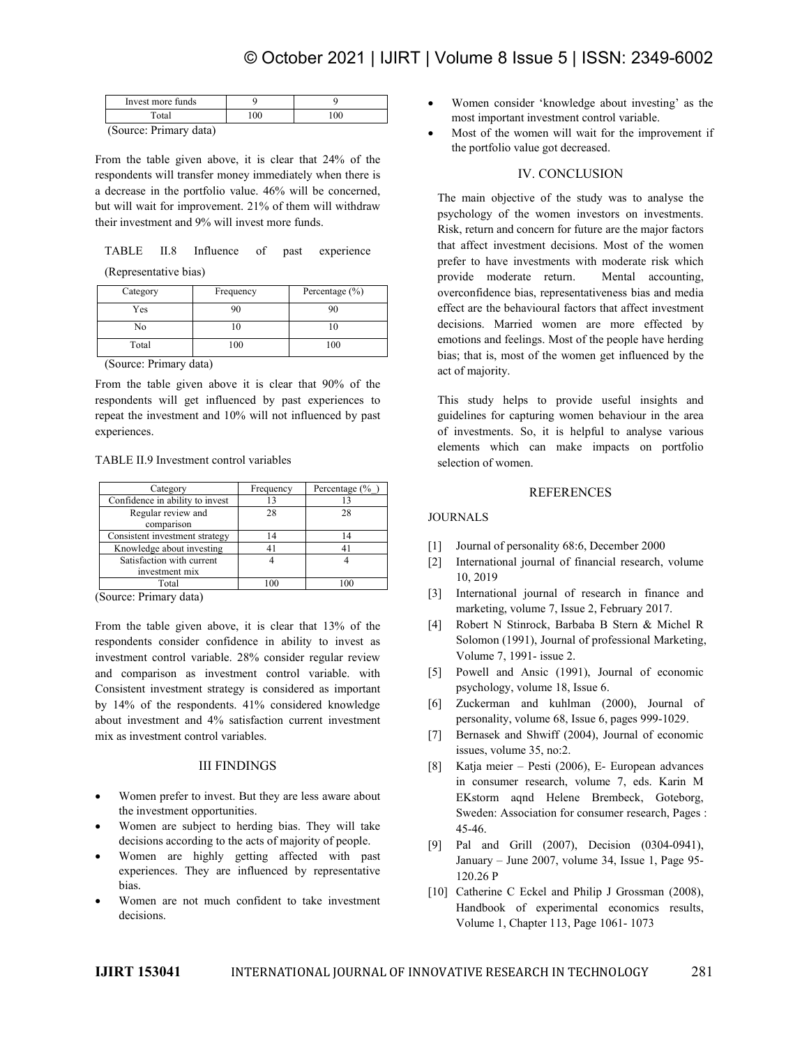| Invest more funds | 9 | 9 |
|---|---|---|
| Total | 100 | 100 |

(Source: Primary data)

From the table given above, it is clear that 24% of the respondents will transfer money immediately when there is a decrease in the portfolio value. 46% will be concerned, but will wait for improvement. 21% of them will withdraw their investment and 9% will invest more funds.

TABLE II.8 Influence of past experience (Representative bias)

| Category | Frequency | Percentage (%) |
|---|---|---|
| Yes | 90 | 90 |
| No | 10 | 10 |
| Total | 100 | 100 |

(Source: Primary data)

From the table given above it is clear that 90% of the respondents will get influenced by past experiences to repeat the investment and 10% will not influenced by past experiences.

TABLE II.9 Investment control variables

| Category | Frequency | Percentage (%_) |
|---|---|---|
| Confidence in ability to invest | 13 | 13 |
| Regular review and comparison | 28 | 28 |
| Consistent investment strategy | 14 | 14 |
| Knowledge about investing | 41 | 41 |
| Satisfaction with current investment mix | 4 | 4 |
| Total | 100 | 100 |

(Source: Primary data)

From the table given above, it is clear that 13% of the respondents consider confidence in ability to invest as investment control variable. 28% consider regular review and comparison as investment control variable. with Consistent investment strategy is considered as important by 14% of the respondents. 41% considered knowledge about investment and 4% satisfaction current investment mix as investment control variables.

## III FINDINGS

- Women prefer to invest. But they are less aware about the investment opportunities.
- Women are subject to herding bias. They will take decisions according to the acts of majority of people.
- Women are highly getting affected with past experiences. They are influenced by representative bias.
- Women are not much confident to take investment decisions.
- Women consider 'knowledge about investing' as the most important investment control variable.
- Most of the women will wait for the improvement if the portfolio value got decreased.

## IV. CONCLUSION

The main objective of the study was to analyse the psychology of the women investors on investments. Risk, return and concern for future are the major factors that affect investment decisions. Most of the women prefer to have investments with moderate risk which provide moderate return. Mental accounting, overconfidence bias, representativeness bias and media effect are the behavioural factors that affect investment decisions. Married women are more effected by emotions and feelings. Most of the people have herding bias; that is, most of the women get influenced by the act of majority.

This study helps to provide useful insights and guidelines for capturing women behaviour in the area of investments. So, it is helpful to analyse various elements which can make impacts on portfolio selection of women.

## REFERENCES

### JOURNALS

[1] Journal of personality 68:6, December 2000

[2] International journal of financial research, volume 10, 2019

[3] International journal of research in finance and marketing, volume 7, Issue 2, February 2017.

[4] Robert N Stinrock, Barbaba B Stern & Michel R Solomon (1991), Journal of professional Marketing, Volume 7, 1991- issue 2.

[5] Powell and Ansic (1991), Journal of economic psychology, volume 18, Issue 6.

[6] Zuckerman and kuhlman (2000), Journal of personality, volume 68, Issue 6, pages 999-1029.

[7] Bernasek and Shwiff (2004), Journal of economic issues, volume 35, no:2.

[8] Katja meier – Pesti (2006), E- European advances in consumer research, volume 7, eds. Karin M EKstorm aqnd Helene Brembeck, Goteborg, Sweden: Association for consumer research, Pages : 45-46.

[9] Pal and Grill (2007), Decision (0304-0941), January – June 2007, volume 34, Issue 1, Page 95-120.26 P

[10] Catherine C Eckel and Philip J Grossman (2008), Handbook of experimental economics results, Volume 1, Chapter 113, Page 1061- 1073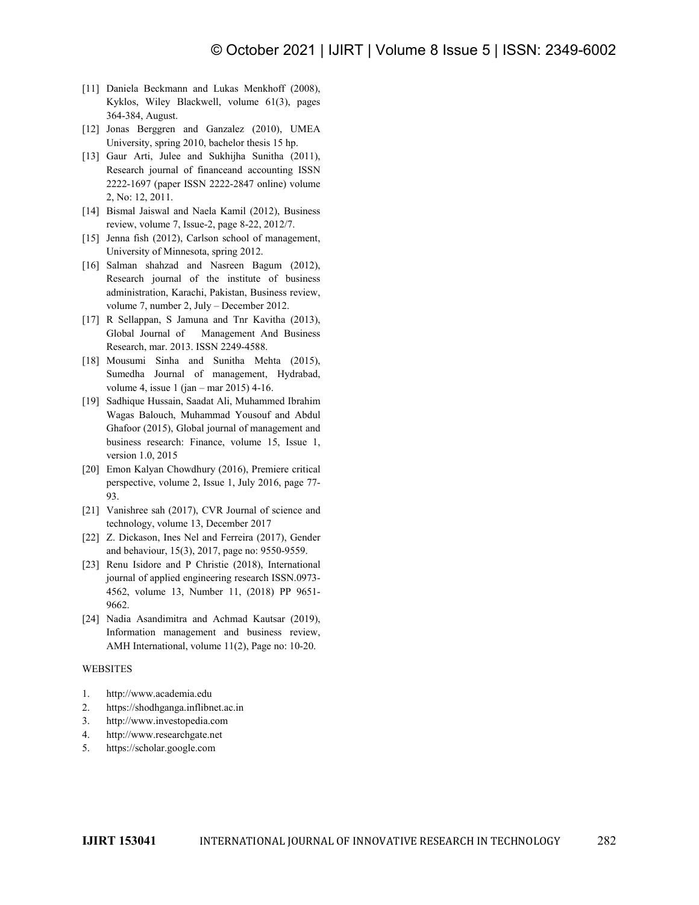[11] Daniela Beckmann and Lukas Menkhoff (2008), Kyklos, Wiley Blackwell, volume 61(3), pages 364-384, August.

[12] Jonas Berggren and Ganzalez (2010), UMEA University, spring 2010, bachelor thesis 15 hp.

[13] Gaur Arti, Julee and Sukhijha Sunitha (2011), Research journal of financeand accounting ISSN 2222-1697 (paper ISSN 2222-2847 online) volume 2, No: 12, 2011.

[14] Bismal Jaiswal and Naela Kamil (2012), Business review, volume 7, Issue-2, page 8-22, 2012/7.

[15] Jenna fish (2012), Carlson school of management, University of Minnesota, spring 2012.

[16] Salman shahzad and Nasreen Bagum (2012), Research journal of the institute of business administration, Karachi, Pakistan, Business review, volume 7, number 2, July – December 2012.

[17] R Sellappan, S Jamuna and Tnr Kavitha (2013), Global Journal of Management And Business Research, mar. 2013. ISSN 2249-4588.

[18] Mousumi Sinha and Sunitha Mehta (2015), Sumedha Journal of management, Hydrabad, volume 4, issue 1 (jan – mar 2015) 4-16.

[19] Sadhique Hussain, Saadat Ali, Muhammed Ibrahim Wagas Balouch, Muhammad Yousouf and Abdul Ghafoor (2015), Global journal of management and business research: Finance, volume 15, Issue 1, version 1.0, 2015

[20] Emon Kalyan Chowdhury (2016), Premiere critical perspective, volume 2, Issue 1, July 2016, page 77-93.

[21] Vanishree sah (2017), CVR Journal of science and technology, volume 13, December 2017

[22] Z. Dickason, Ines Nel and Ferreira (2017), Gender and behaviour, 15(3), 2017, page no: 9550-9559.

[23] Renu Isidore and P Christie (2018), International journal of applied engineering research ISSN.0973-4562, volume 13, Number 11, (2018) PP 9651-9662.

[24] Nadia Asandimitra and Achmad Kautsar (2019), Information management and business review, AMH International, volume 11(2), Page no: 10-20.

WEBSITES

1. http://www.academia.edu
2. https://shodhganga.inflibnet.ac.in
3. http://www.investopedia.com
4. http://www.researchgate.net
5. https://scholar.google.com